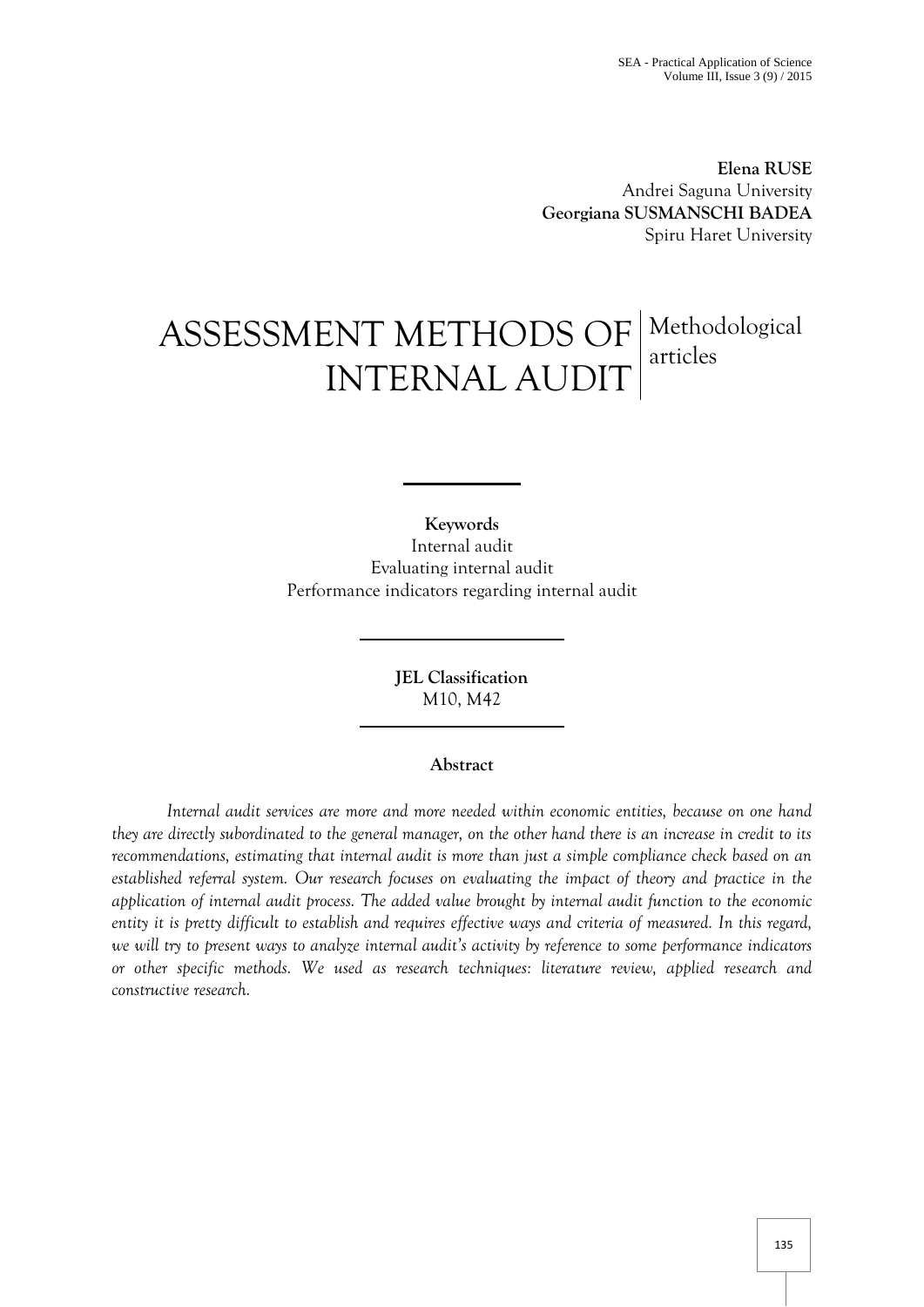**Elena RUSE**
Andrei Saguna University
**Georgiana SUSMANSCHI BADEA**
Spiru Haret University

# ASSESSMENT METHODS OF INTERNAL AUDIT

Methodological articles

**Keywords**
Internal audit
Evaluating internal audit
Performance indicators regarding internal audit

**JEL Classification**
M10, M42

**Abstract**

*Internal audit services are more and more needed within economic entities, because on one hand they are directly subordinated to the general manager, on the other hand there is an increase in credit to its recommendations, estimating that internal audit is more than just a simple compliance check based on an established referral system. Our research focuses on evaluating the impact of theory and practice in the application of internal audit process. The added value brought by internal audit function to the economic entity it is pretty difficult to establish and requires effective ways and criteria of measured. In this regard, we will try to present ways to analyze internal audit's activity by reference to some performance indicators or other specific methods. We used as research techniques: literature review, applied research and constructive research.*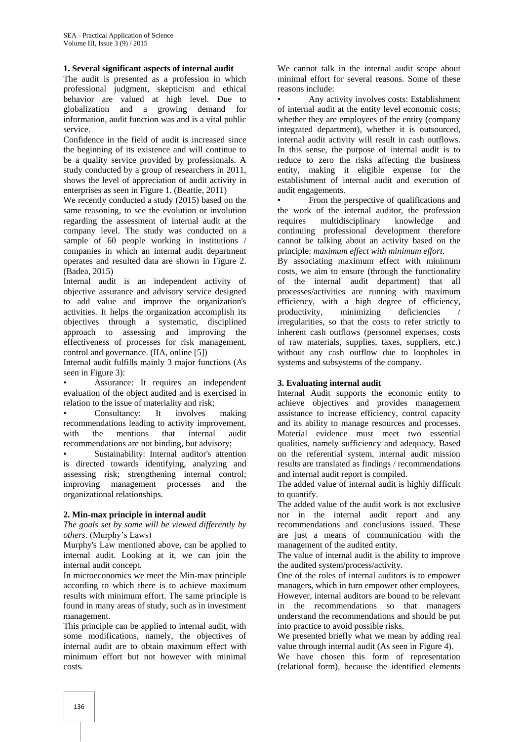## 1. Several significant aspects of internal audit

The audit is presented as a profession in which professional judgment, skepticism and ethical behavior are valued at high level. Due to globalization and a growing demand for information, audit function was and is a vital public service.

Confidence in the field of audit is increased since the beginning of its existence and will continue to be a quality service provided by professionals. A study conducted by a group of researchers in 2011, shows the level of appreciation of audit activity in enterprises as seen in Figure 1. (Beattie, 2011)

We recently conducted a study (2015) based on the same reasoning, to see the evolution or involution regarding the assessment of internal audit at the company level. The study was conducted on a sample of 60 people working in institutions / companies in which an internal audit department operates and resulted data are shown in Figure 2. (Badea, 2015)

Internal audit is an independent activity of objective assurance and advisory service designed to add value and improve the organization's activities. It helps the organization accomplish its objectives through a systematic, disciplined approach to assessing and improving the effectiveness of processes for risk management, control and governance. (IIA, online [5])

Internal audit fulfills mainly 3 major functions (As seen in Figure 3):

- Assurance: It requires an independent evaluation of the object audited and is exercised in relation to the issue of materiality and risk;
- Consultancy: It involves making recommendations leading to activity improvement, with the mentions that internal audit recommendations are not binding, but advisory;
- Sustainability: Internal auditor's attention is directed towards identifying, analyzing and assessing risk; strengthening internal control; improving management processes and the organizational relationships.

## 2. Min-max principle in internal audit

*The goals set by some will be viewed differently by others*. (Murphy's Laws)

Murphy's Law mentioned above, can be applied to internal audit. Looking at it, we can join the internal audit concept.

In microeconomics we meet the Min-max principle according to which there is to achieve maximum results with minimum effort. The same principle is found in many areas of study, such as in investment management.

This principle can be applied to internal audit, with some modifications, namely, the objectives of internal audit are to obtain maximum effect with minimum effort but not however with minimal costs.

We cannot talk in the internal audit scope about minimal effort for several reasons. Some of these reasons include:

- Any activity involves costs: Establishment of internal audit at the entity level economic costs; whether they are employees of the entity (company integrated department), whether it is outsourced, internal audit activity will result in cash outflows. In this sense, the purpose of internal audit is to reduce to zero the risks affecting the business entity, making it eligible expense for the establishment of internal audit and execution of audit engagements.
- From the perspective of qualifications and the work of the internal auditor, the profession requires multidisciplinary knowledge and continuing professional development therefore cannot be talking about an activity based on the principle: *maximum effect with minimum effort*.

By associating maximum effect with minimum costs, we aim to ensure (through the functionality of the internal audit department) that all processes/activities are running with maximum efficiency, with a high degree of efficiency, productivity, minimizing deficiencies / irregularities, so that the costs to refer strictly to inherent cash outflows (personnel expenses, costs of raw materials, supplies, taxes, suppliers, etc.) without any cash outflow due to loopholes in systems and subsystems of the company.

## 3. Evaluating internal audit

Internal Audit supports the economic entity to achieve objectives and provides management assistance to increase efficiency, control capacity and its ability to manage resources and processes. Material evidence must meet two essential qualities, namely sufficiency and adequacy. Based on the referential system, internal audit mission results are translated as findings / recommendations and internal audit report is compiled.

The added value of internal audit is highly difficult to quantify.

The added value of the audit work is not exclusive nor in the internal audit report and any recommendations and conclusions issued. These are just a means of communication with the management of the audited entity.

The value of internal audit is the ability to improve the audited system/process/activity.

One of the roles of internal auditors is to empower managers, which in turn empower other employees. However, internal auditors are bound to be relevant in the recommendations so that managers understand the recommendations and should be put into practice to avoid possible risks.

We presented briefly what we mean by adding real value through internal audit (As seen in Figure 4).

We have chosen this form of representation (relational form), because the identified elements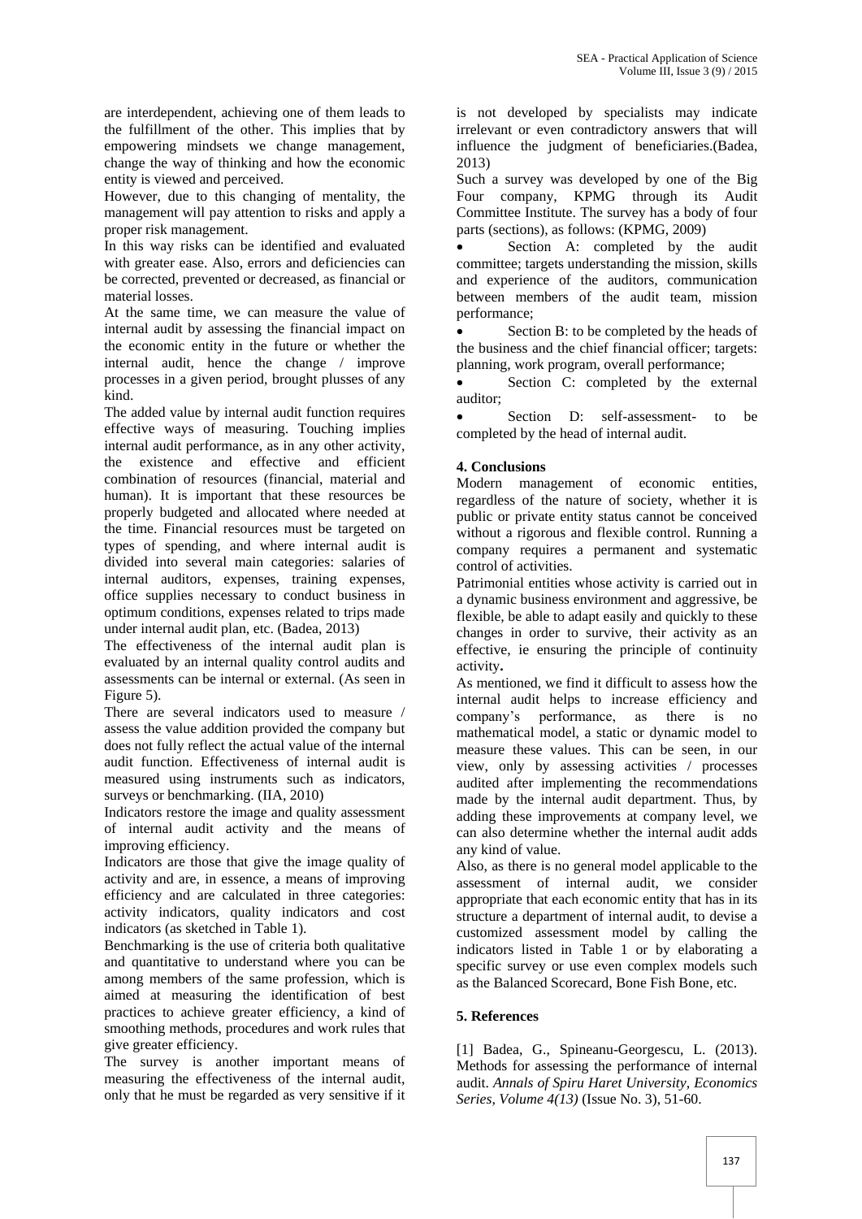are interdependent, achieving one of them leads to the fulfillment of the other. This implies that by empowering mindsets we change management, change the way of thinking and how the economic entity is viewed and perceived.

However, due to this changing of mentality, the management will pay attention to risks and apply a proper risk management.

In this way risks can be identified and evaluated with greater ease. Also, errors and deficiencies can be corrected, prevented or decreased, as financial or material losses.

At the same time, we can measure the value of internal audit by assessing the financial impact on the economic entity in the future or whether the internal audit, hence the change / improve processes in a given period, brought plusses of any kind.

The added value by internal audit function requires effective ways of measuring. Touching implies internal audit performance, as in any other activity, the existence and effective and efficient combination of resources (financial, material and human). It is important that these resources be properly budgeted and allocated where needed at the time. Financial resources must be targeted on types of spending, and where internal audit is divided into several main categories: salaries of internal auditors, expenses, training expenses, office supplies necessary to conduct business in optimum conditions, expenses related to trips made under internal audit plan, etc. (Badea, 2013)

The effectiveness of the internal audit plan is evaluated by an internal quality control audits and assessments can be internal or external. (As seen in Figure 5).

There are several indicators used to measure / assess the value addition provided the company but does not fully reflect the actual value of the internal audit function. Effectiveness of internal audit is measured using instruments such as indicators, surveys or benchmarking. (IIA, 2010)

Indicators restore the image and quality assessment of internal audit activity and the means of improving efficiency.

Indicators are those that give the image quality of activity and are, in essence, a means of improving efficiency and are calculated in three categories: activity indicators, quality indicators and cost indicators (as sketched in Table 1).

Benchmarking is the use of criteria both qualitative and quantitative to understand where you can be among members of the same profession, which is aimed at measuring the identification of best practices to achieve greater efficiency, a kind of smoothing methods, procedures and work rules that give greater efficiency.

The survey is another important means of measuring the effectiveness of the internal audit, only that he must be regarded as very sensitive if it is not developed by specialists may indicate irrelevant or even contradictory answers that will influence the judgment of beneficiaries.(Badea, 2013)

Such a survey was developed by one of the Big Four company, KPMG through its Audit Committee Institute. The survey has a body of four parts (sections), as follows: (KPMG, 2009)

- Section A: completed by the audit committee; targets understanding the mission, skills and experience of the auditors, communication between members of the audit team, mission performance;
- Section B: to be completed by the heads of the business and the chief financial officer; targets: planning, work program, overall performance;
- Section C: completed by the external auditor;
- Section D: self-assessment- to be completed by the head of internal audit.

## 4. Conclusions

Modern management of economic entities, regardless of the nature of society, whether it is public or private entity status cannot be conceived without a rigorous and flexible control. Running a company requires a permanent and systematic control of activities.

Patrimonial entities whose activity is carried out in a dynamic business environment and aggressive, be flexible, be able to adapt easily and quickly to these changes in order to survive, their activity as an effective, ie ensuring the principle of continuity activity**.**

As mentioned, we find it difficult to assess how the internal audit helps to increase efficiency and company's performance, as there is no mathematical model, a static or dynamic model to measure these values. This can be seen, in our view, only by assessing activities / processes audited after implementing the recommendations made by the internal audit department. Thus, by adding these improvements at company level, we can also determine whether the internal audit adds any kind of value.

Also, as there is no general model applicable to the assessment of internal audit, we consider appropriate that each economic entity that has in its structure a department of internal audit, to devise a customized assessment model by calling the indicators listed in Table 1 or by elaborating a specific survey or use even complex models such as the Balanced Scorecard, Bone Fish Bone, etc.

## 5. References

[1] Badea, G., Spineanu-Georgescu, L. (2013). Methods for assessing the performance of internal audit. *Annals of Spiru Haret University, Economics Series, Volume 4(13)* (Issue No. 3), 51-60.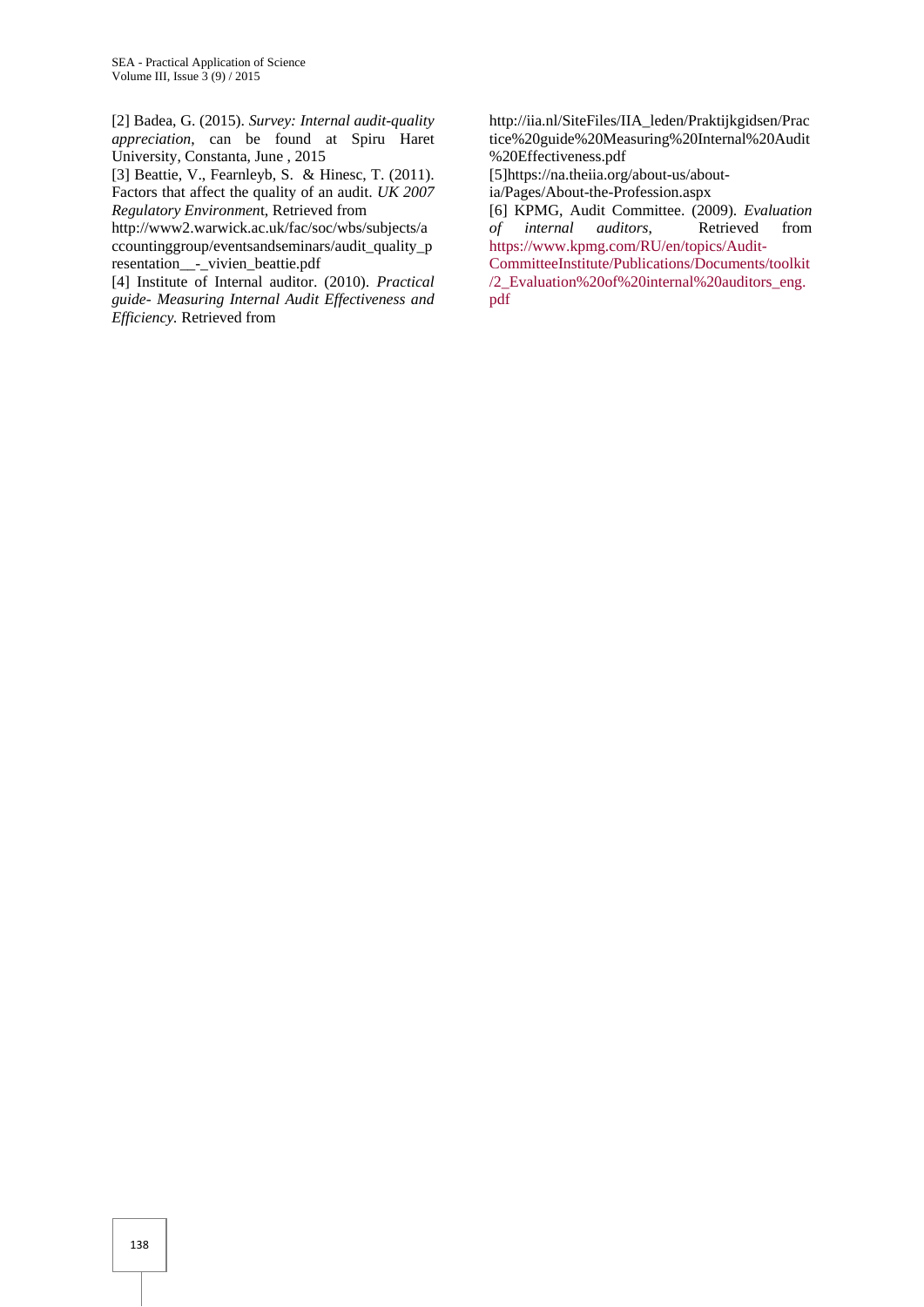[2] Badea, G. (2015). *Survey: Internal audit-quality appreciation*, can be found at Spiru Haret University, Constanta, June , 2015

[3] Beattie, V., Fearnleyb, S. & Hinesc, T. (2011). Factors that affect the quality of an audit. *UK 2007 Regulatory Environmen*t, Retrieved from http://www2.warwick.ac.uk/fac/soc/wbs/subjects/accountinggroup/eventsandseminars/audit_quality_presentation__-_vivien_beattie.pdf

[4] Institute of Internal auditor. (2010). *Practical guide- Measuring Internal Audit Effectiveness and Efficiency.* Retrieved from http://iia.nl/SiteFiles/IIA_leden/Praktijkgidsen/Practice%20guide%20Measuring%20Internal%20Audit%20Effectiveness.pdf

[5]https://na.theiia.org/about-us/about-ia/Pages/About-the-Profession.aspx

[6] KPMG, Audit Committee. (2009). *Evaluation of internal auditors*, Retrieved from https://www.kpmg.com/RU/en/topics/Audit-CommitteeInstitute/Publications/Documents/toolkit/2_Evaluation%20of%20internal%20auditors_eng.pdf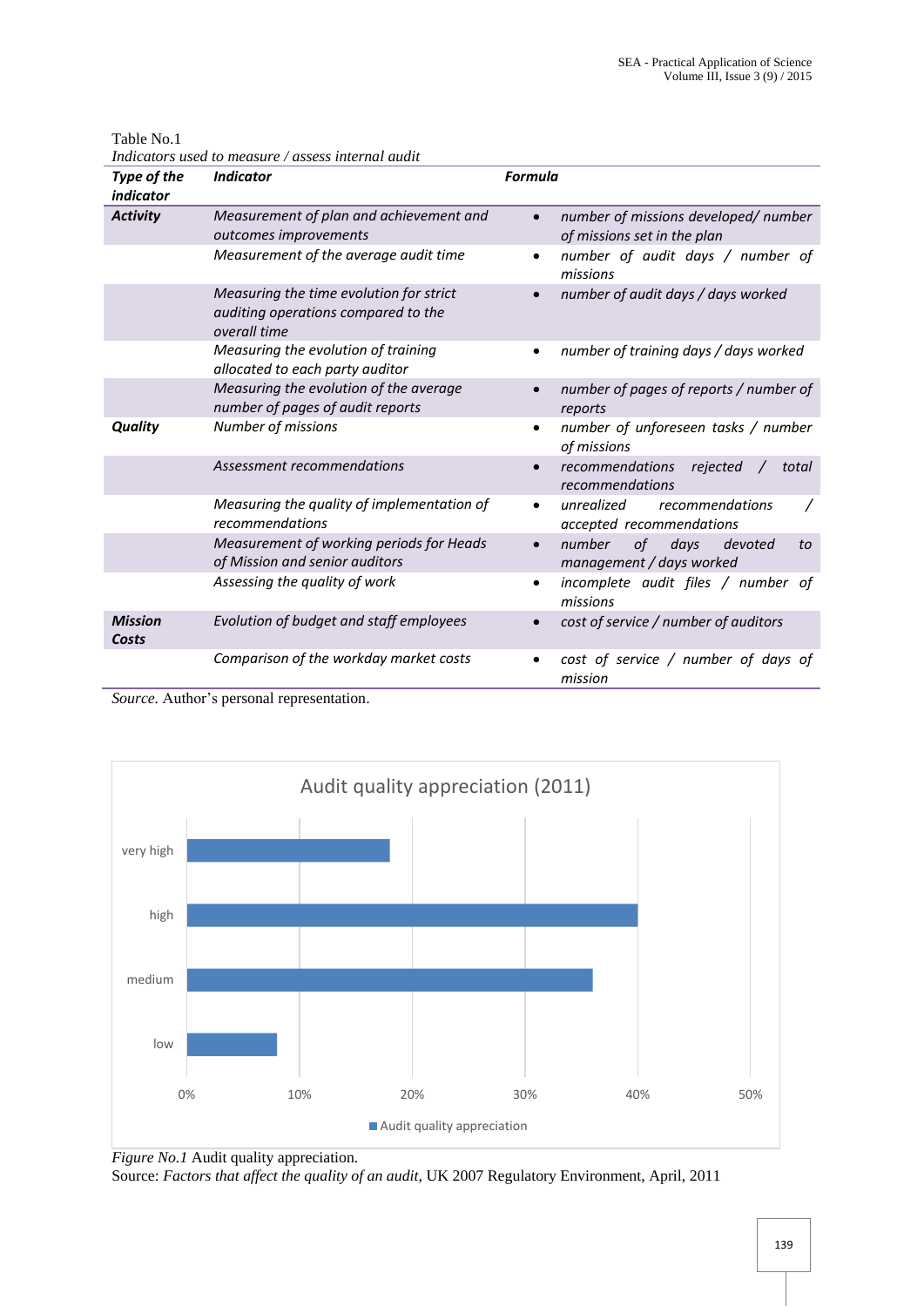Table No.1
*Indicators used to measure / assess internal audit*

| Type of the indicator | Indicator | Formula |
|---|---|---|
| **Activity** | *Measurement of plan and achievement and outcomes improvements* | • *number of missions developed/ number of missions set in the plan* |
| | *Measurement of the average audit time* | • *number of audit days / number of missions* |
| | *Measuring the time evolution for strict auditing operations compared to the overall time* | • *number of audit days / days worked* |
| | *Measuring the evolution of training allocated to each party auditor* | • *number of training days / days worked* |
| | *Measuring the evolution of the average number of pages of audit reports* | • *number of pages of reports / number of reports* |
| **Quality** | *Number of missions* | • *number of unforeseen tasks / number of missions* |
| | *Assessment recommendations* | • *recommendations rejected / total recommendations* |
| | *Measuring the quality of implementation of recommendations* | • *unrealized recommendations / accepted recommendations* |
| | *Measurement of working periods for Heads of Mission and senior auditors* | • *number of days devoted to management / days worked* |
| | *Assessing the quality of work* | • *incomplete audit files / number of missions* |
| **Mission Costs** | *Evolution of budget and staff employees* | • *cost of service / number of auditors* |
| | *Comparison of the workday market costs* | • *cost of service / number of days of mission* |

*Source.* Author's personal representation.

*Figure No.1* Audit quality appreciation.
Source: *Factors that affect the quality of an audit*, UK 2007 Regulatory Environment, April, 2011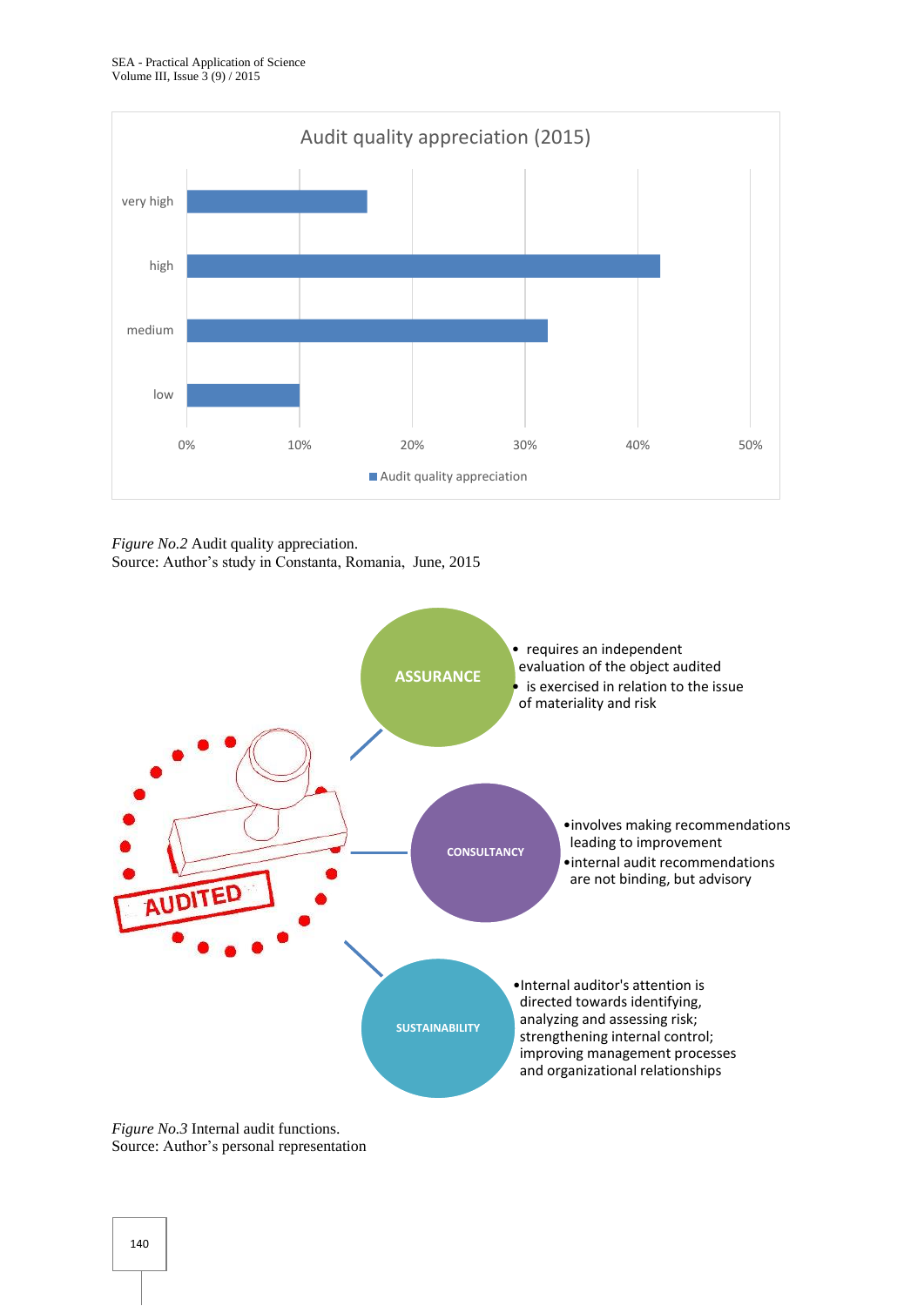*Figure No.2* Audit quality appreciation.
Source: Author's study in Constanta, Romania, June, 2015

*Figure No.3* Internal audit functions.
Source: Author's personal representation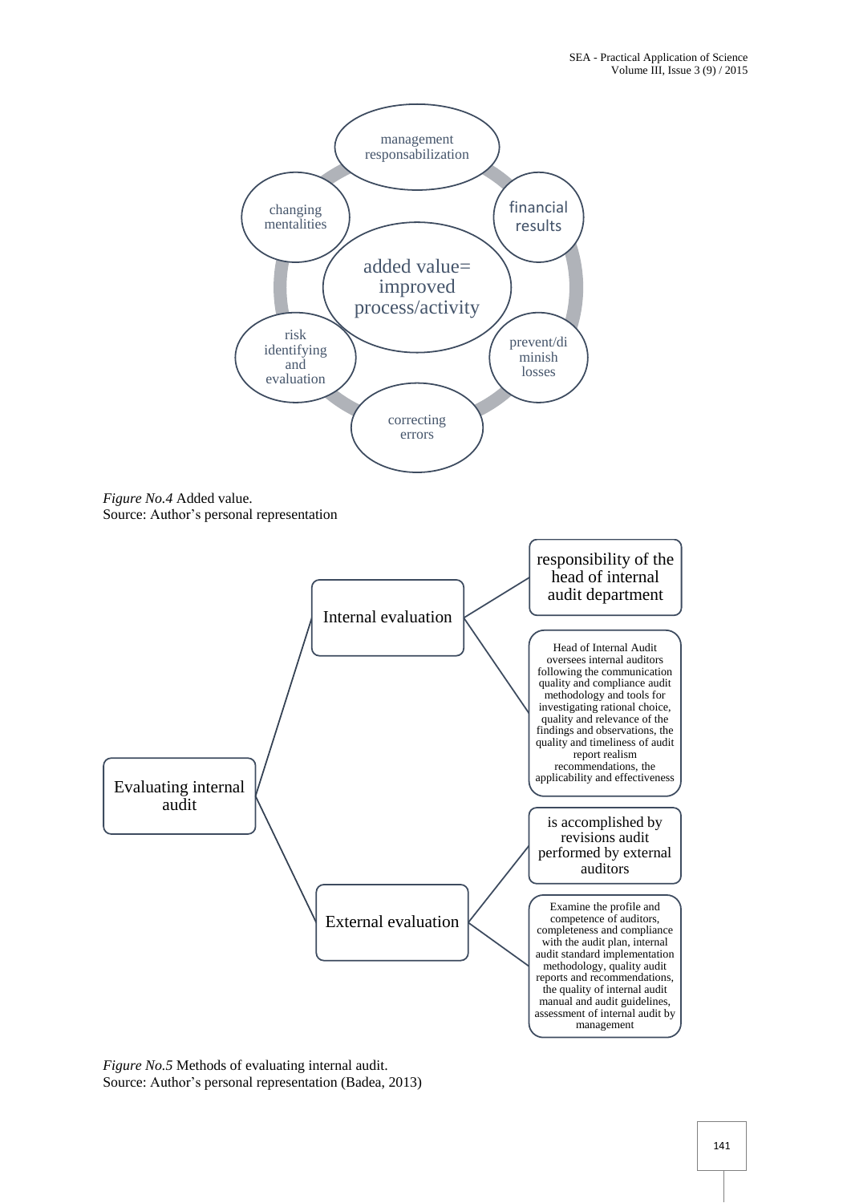management responsabilization

financial results

prevent/diminish losses

correcting errors

risk identifying and evaluation

changing mentalities

added value= improved process/activity

*Figure No.4* Added value.
Source: Author's personal representation

Evaluating internal audit

Internal evaluation

responsibility of the head of internal audit department

Head of Internal Audit oversees internal auditors following the communication quality and compliance audit methodology and tools for investigating rational choice, quality and relevance of the findings and observations, the quality and timeliness of audit report realism recommendations, the applicability and effectiveness

External evaluation

is accomplished by revisions audit performed by external auditors

Examine the profile and competence of auditors, completeness and compliance with the audit plan, internal audit standard implementation methodology, quality audit reports and recommendations, the quality of internal audit manual and audit guidelines, assessment of internal audit by management

*Figure No.5* Methods of evaluating internal audit.
Source: Author's personal representation (Badea, 2013)